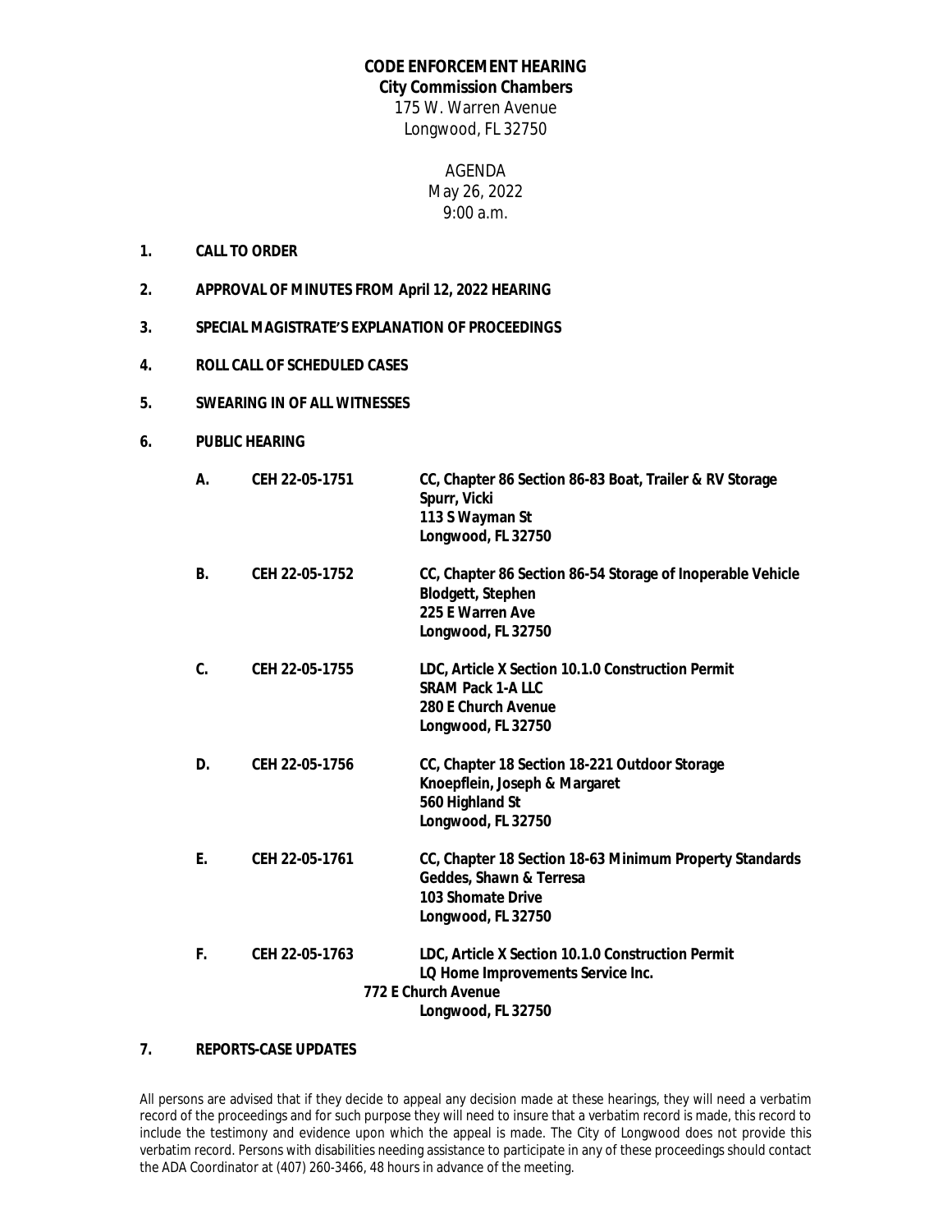# CODE ENFORCEMENT HEARING

**City Commission Chambers**

175 W. Warren Avenue
Longwood, FL 32750

AGENDA
May 26, 2022
9:00 a.m.

1. **CALL TO ORDER**

2. **APPROVAL OF MINUTES FROM April 12, 2022 HEARING**

3. **SPECIAL MAGISTRATE'S EXPLANATION OF PROCEEDINGS**

4. **ROLL CALL OF SCHEDULED CASES**

5. **SWEARING IN OF ALL WITNESSES**

6. **PUBLIC HEARING**

   **A. CEH 22-05-1751** — **CC, Chapter 86 Section 86-83 Boat, Trailer & RV Storage**
   **Spurr, Vicki**
   **113 S Wayman St**
   **Longwood, FL 32750**

   **B. CEH 22-05-1752** — **CC, Chapter 86 Section 86-54 Storage of Inoperable Vehicle**
   **Blodgett, Stephen**
   **225 E Warren Ave**
   **Longwood, FL 32750**

   **C. CEH 22-05-1755** — **LDC, Article X Section 10.1.0 Construction Permit**
   **SRAM Pack 1-A LLC**
   **280 E Church Avenue**
   **Longwood, FL 32750**

   **D. CEH 22-05-1756** — **CC, Chapter 18 Section 18-221 Outdoor Storage**
   **Knoepflein, Joseph & Margaret**
   **560 Highland St**
   **Longwood, FL 32750**

   **E. CEH 22-05-1761** — **CC, Chapter 18 Section 18-63 Minimum Property Standards**
   **Geddes, Shawn & Terresa**
   **103 Shomate Drive**
   **Longwood, FL 32750**

   **F. CEH 22-05-1763** — **LDC, Article X Section 10.1.0 Construction Permit**
   **LQ Home Improvements Service Inc.**
   **772 E Church Avenue**
   **Longwood, FL 32750**

7. **REPORTS-CASE UPDATES**

All persons are advised that if they decide to appeal any decision made at these hearings, they will need a verbatim record of the proceedings and for such purpose they will need to insure that a verbatim record is made, this record to include the testimony and evidence upon which the appeal is made. The City of Longwood does not provide this verbatim record. Persons with disabilities needing assistance to participate in any of these proceedings should contact the ADA Coordinator at (407) 260-3466, 48 hours in advance of the meeting.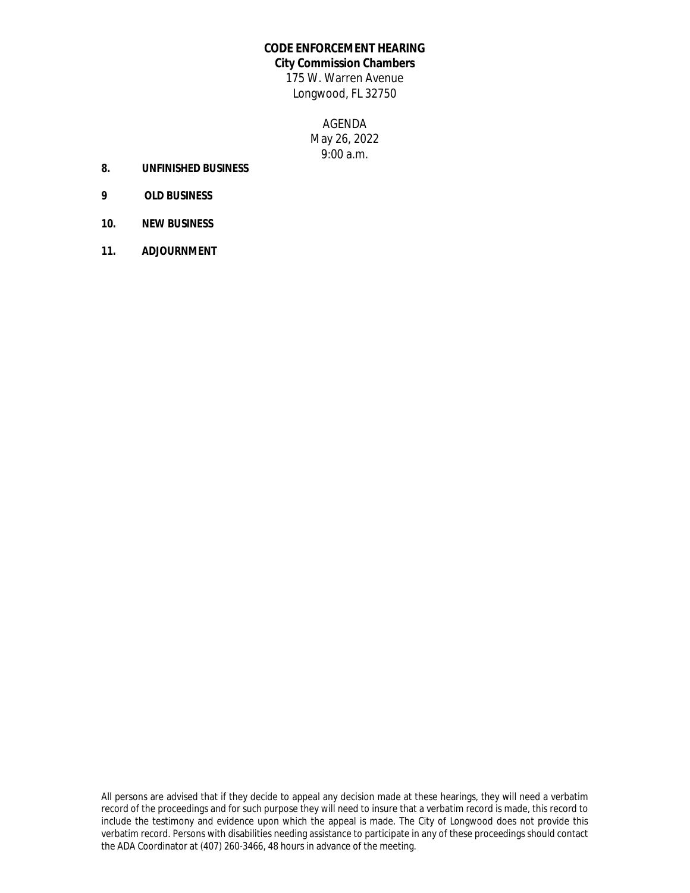**CODE ENFORCEMENT HEARING**
**City Commission Chambers**
175 W. Warren Avenue
Longwood, FL 32750

AGENDA
May 26, 2022
9:00 a.m.

**8. UNFINISHED BUSINESS**

**9 OLD BUSINESS**

**10. NEW BUSINESS**

**11. ADJOURNMENT**

All persons are advised that if they decide to appeal any decision made at these hearings, they will need a verbatim record of the proceedings and for such purpose they will need to insure that a verbatim record is made, this record to include the testimony and evidence upon which the appeal is made. The City of Longwood does not provide this verbatim record. Persons with disabilities needing assistance to participate in any of these proceedings should contact the ADA Coordinator at (407) 260-3466, 48 hours in advance of the meeting.